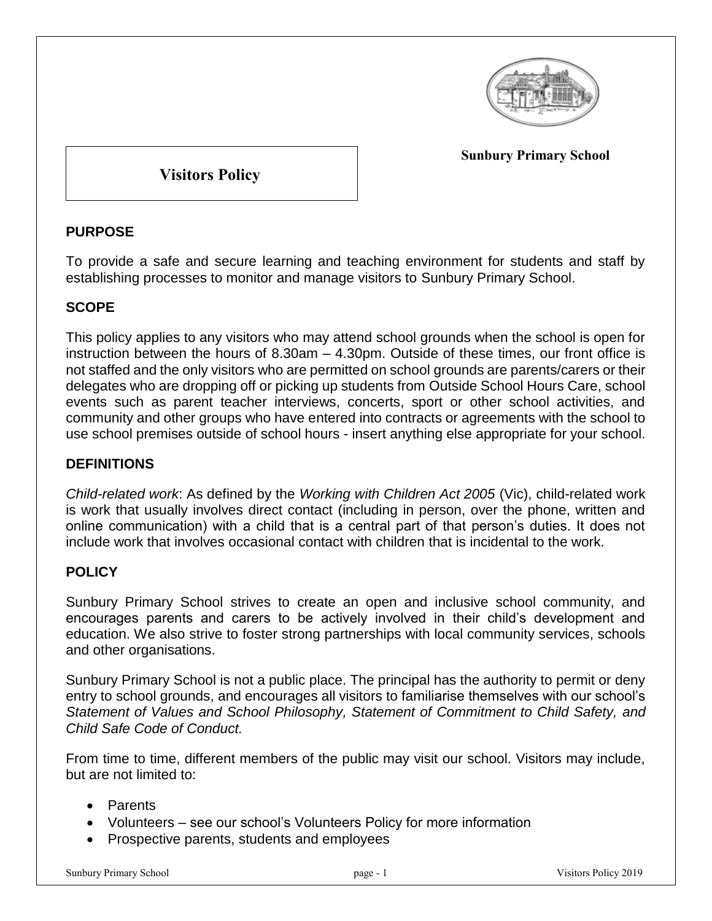**Sunbury Primary School**

# Visitors Policy

## PURPOSE

To provide a safe and secure learning and teaching environment for students and staff by establishing processes to monitor and manage visitors to Sunbury Primary School.

## SCOPE

This policy applies to any visitors who may attend school grounds when the school is open for instruction between the hours of 8.30am – 4.30pm. Outside of these times, our front office is not staffed and the only visitors who are permitted on school grounds are parents/carers or their delegates who are dropping off or picking up students from Outside School Hours Care, school events such as parent teacher interviews, concerts, sport or other school activities, and community and other groups who have entered into contracts or agreements with the school to use school premises outside of school hours - insert anything else appropriate for your school.

## DEFINITIONS

*Child-related work*: As defined by the *Working with Children Act 2005* (Vic), child-related work is work that usually involves direct contact (including in person, over the phone, written and online communication) with a child that is a central part of that person's duties. It does not include work that involves occasional contact with children that is incidental to the work.

## POLICY

Sunbury Primary School strives to create an open and inclusive school community, and encourages parents and carers to be actively involved in their child's development and education. We also strive to foster strong partnerships with local community services, schools and other organisations.

Sunbury Primary School is not a public place. The principal has the authority to permit or deny entry to school grounds, and encourages all visitors to familiarise themselves with our school's *Statement of Values and School Philosophy, Statement of Commitment to Child Safety, and Child Safe Code of Conduct.*

From time to time, different members of the public may visit our school. Visitors may include, but are not limited to:

- Parents
- Volunteers – see our school's Volunteers Policy for more information
- Prospective parents, students and employees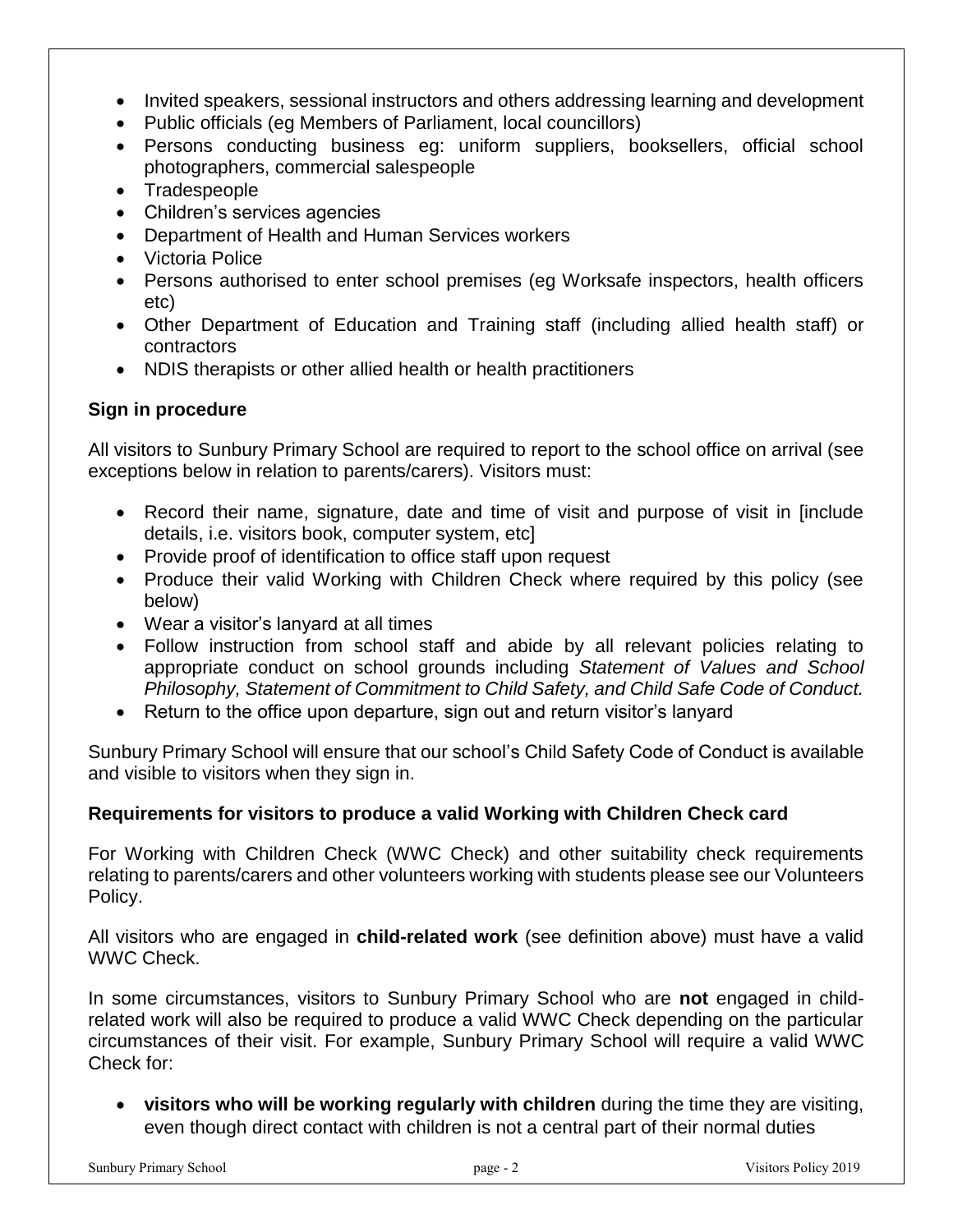- Invited speakers, sessional instructors and others addressing learning and development
- Public officials (eg Members of Parliament, local councillors)
- Persons conducting business eg: uniform suppliers, booksellers, official school photographers, commercial salespeople
- Tradespeople
- Children's services agencies
- Department of Health and Human Services workers
- Victoria Police
- Persons authorised to enter school premises (eg Worksafe inspectors, health officers etc)
- Other Department of Education and Training staff (including allied health staff) or contractors
- NDIS therapists or other allied health or health practitioners

### Sign in procedure

All visitors to Sunbury Primary School are required to report to the school office on arrival (see exceptions below in relation to parents/carers). Visitors must:

- Record their name, signature, date and time of visit and purpose of visit in [include details, i.e. visitors book, computer system, etc]
- Provide proof of identification to office staff upon request
- Produce their valid Working with Children Check where required by this policy (see below)
- Wear a visitor's lanyard at all times
- Follow instruction from school staff and abide by all relevant policies relating to appropriate conduct on school grounds including *Statement of Values and School Philosophy, Statement of Commitment to Child Safety, and Child Safe Code of Conduct.*
- Return to the office upon departure, sign out and return visitor's lanyard

Sunbury Primary School will ensure that our school's Child Safety Code of Conduct is available and visible to visitors when they sign in.

### Requirements for visitors to produce a valid Working with Children Check card

For Working with Children Check (WWC Check) and other suitability check requirements relating to parents/carers and other volunteers working with students please see our Volunteers Policy.

All visitors who are engaged in **child-related work** (see definition above) must have a valid WWC Check.

In some circumstances, visitors to Sunbury Primary School who are **not** engaged in child-related work will also be required to produce a valid WWC Check depending on the particular circumstances of their visit. For example, Sunbury Primary School will require a valid WWC Check for:

- **visitors who will be working regularly with children** during the time they are visiting, even though direct contact with children is not a central part of their normal duties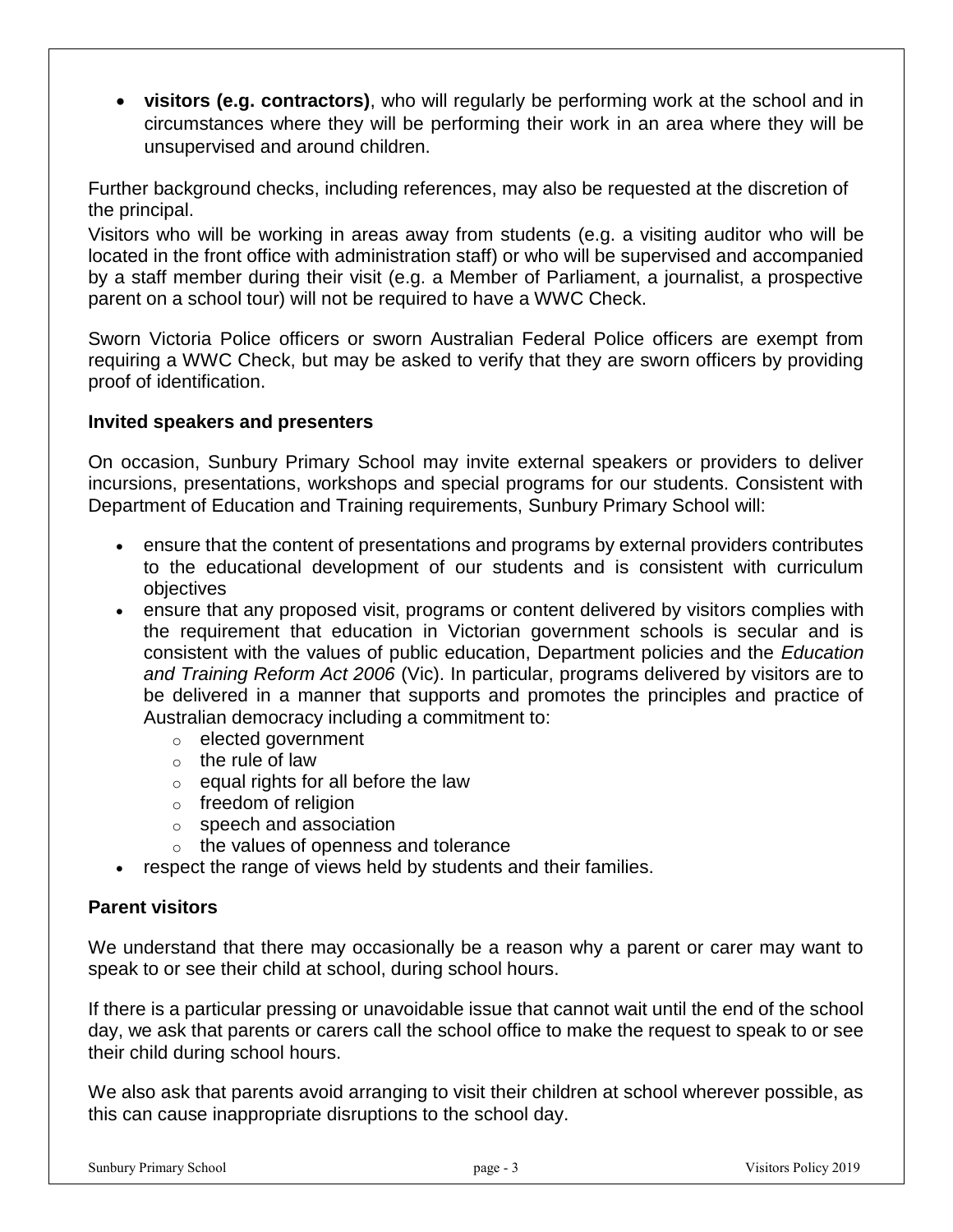- **visitors (e.g. contractors)**, who will regularly be performing work at the school and in circumstances where they will be performing their work in an area where they will be unsupervised and around children.

Further background checks, including references, may also be requested at the discretion of the principal.

Visitors who will be working in areas away from students (e.g. a visiting auditor who will be located in the front office with administration staff) or who will be supervised and accompanied by a staff member during their visit (e.g. a Member of Parliament, a journalist, a prospective parent on a school tour) will not be required to have a WWC Check.

Sworn Victoria Police officers or sworn Australian Federal Police officers are exempt from requiring a WWC Check, but may be asked to verify that they are sworn officers by providing proof of identification.

### Invited speakers and presenters

On occasion, Sunbury Primary School may invite external speakers or providers to deliver incursions, presentations, workshops and special programs for our students. Consistent with Department of Education and Training requirements, Sunbury Primary School will:

- ensure that the content of presentations and programs by external providers contributes to the educational development of our students and is consistent with curriculum objectives
- ensure that any proposed visit, programs or content delivered by visitors complies with the requirement that education in Victorian government schools is secular and is consistent with the values of public education, Department policies and the *Education and Training Reform Act 2006* (Vic). In particular, programs delivered by visitors are to be delivered in a manner that supports and promotes the principles and practice of Australian democracy including a commitment to:
    - elected government
    - the rule of law
    - equal rights for all before the law
    - freedom of religion
    - speech and association
    - the values of openness and tolerance
- respect the range of views held by students and their families.

### Parent visitors

We understand that there may occasionally be a reason why a parent or carer may want to speak to or see their child at school, during school hours.

If there is a particular pressing or unavoidable issue that cannot wait until the end of the school day, we ask that parents or carers call the school office to make the request to speak to or see their child during school hours.

We also ask that parents avoid arranging to visit their children at school wherever possible, as this can cause inappropriate disruptions to the school day.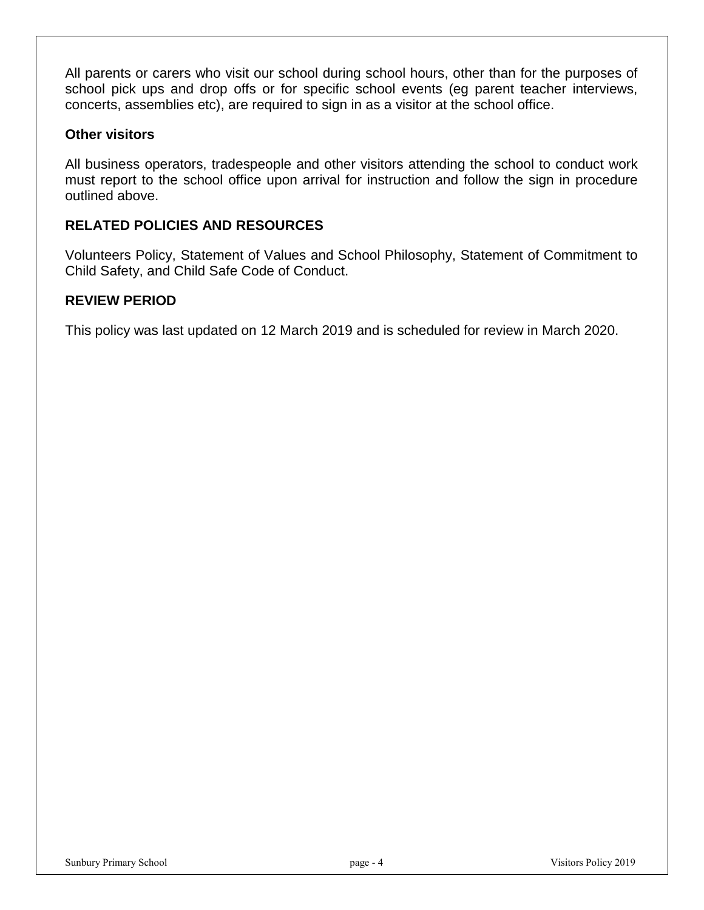All parents or carers who visit our school during school hours, other than for the purposes of school pick ups and drop offs or for specific school events (eg parent teacher interviews, concerts, assemblies etc), are required to sign in as a visitor at the school office.

### Other visitors

All business operators, tradespeople and other visitors attending the school to conduct work must report to the school office upon arrival for instruction and follow the sign in procedure outlined above.

## RELATED POLICIES AND RESOURCES

Volunteers Policy, Statement of Values and School Philosophy, Statement of Commitment to Child Safety, and Child Safe Code of Conduct.

## REVIEW PERIOD

This policy was last updated on 12 March 2019 and is scheduled for review in March 2020.